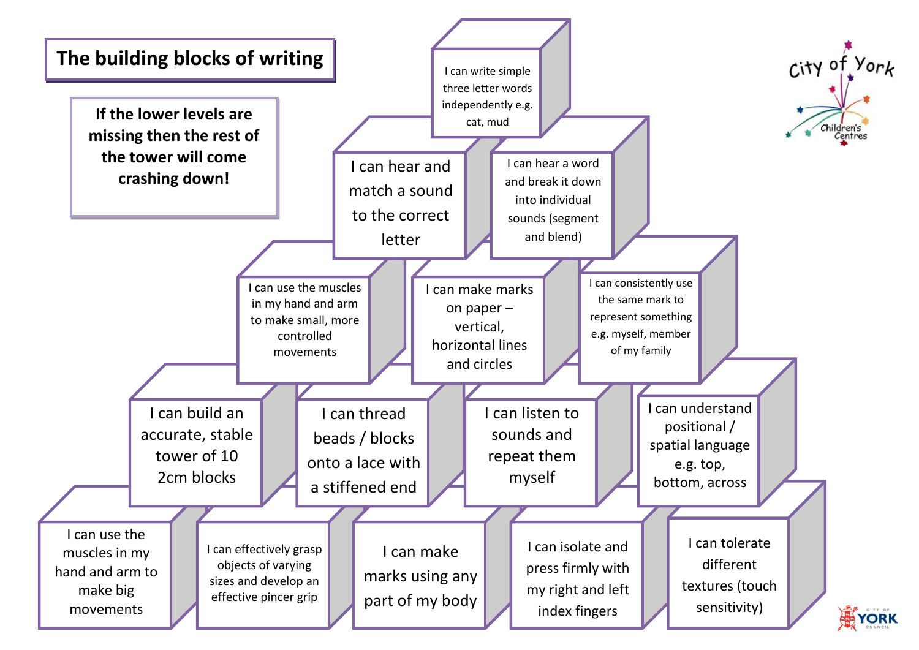# The building blocks of writing

**If the lower levels are missing then the rest of the tower will come crashing down!**

City of York Children's Centres

- I can write simple three letter words independently e.g. cat, mud

- I can hear and match a sound to the correct letter
- I can hear a word and break it down into individual sounds (segment and blend)

- I can use the muscles in my hand and arm to make small, more controlled movements
- I can make marks on paper – vertical, horizontal lines and circles
- I can consistently use the same mark to represent something e.g. myself, member of my family

- I can build an accurate, stable tower of 10 2cm blocks
- I can thread beads / blocks onto a lace with a stiffened end
- I can listen to sounds and repeat them myself
- I can understand positional / spatial language e.g. top, bottom, across

- I can use the muscles in my hand and arm to make big movements
- I can effectively grasp objects of varying sizes and develop an effective pincer grip
- I can make marks using any part of my body
- I can isolate and press firmly with my right and left index fingers
- I can tolerate different textures (touch sensitivity)

City of York Council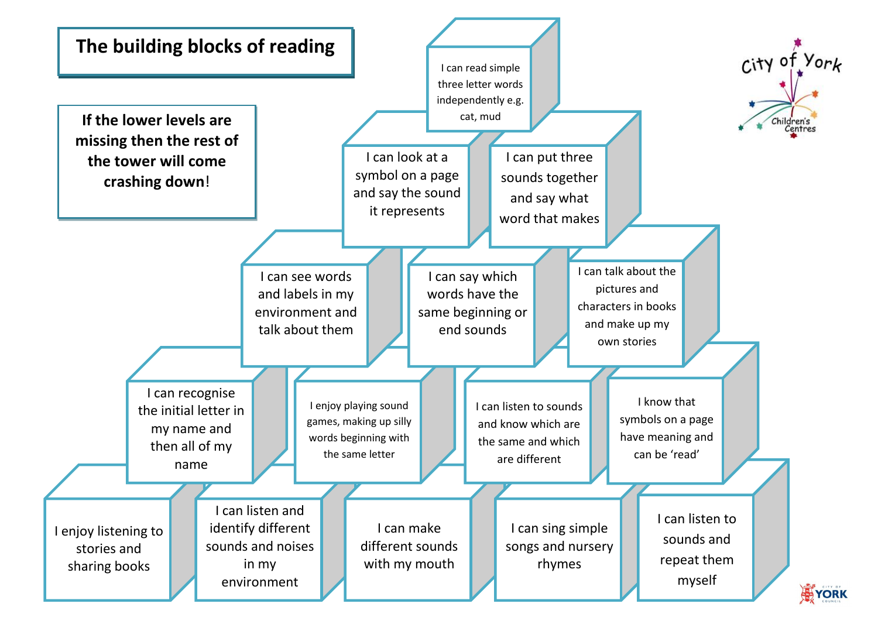# The building blocks of reading

**If the lower levels are missing then the rest of the tower will come crashing down!**

I can read simple three letter words independently e.g. cat, mud

I can look at a symbol on a page and say the sound it represents

I can put three sounds together and say what word that makes

I can see words and labels in my environment and talk about them

I can say which words have the same beginning or end sounds

I can talk about the pictures and characters in books and make up my own stories

I can recognise the initial letter in my name and then all of my name

I enjoy playing sound games, making up silly words beginning with the same letter

I can listen to sounds and know which are the same and which are different

I know that symbols on a page have meaning and can be 'read'

I enjoy listening to stories and sharing books

I can listen and identify different sounds and noises in my environment

I can make different sounds with my mouth

I can sing simple songs and nursery rhymes

I can listen to sounds and repeat them myself